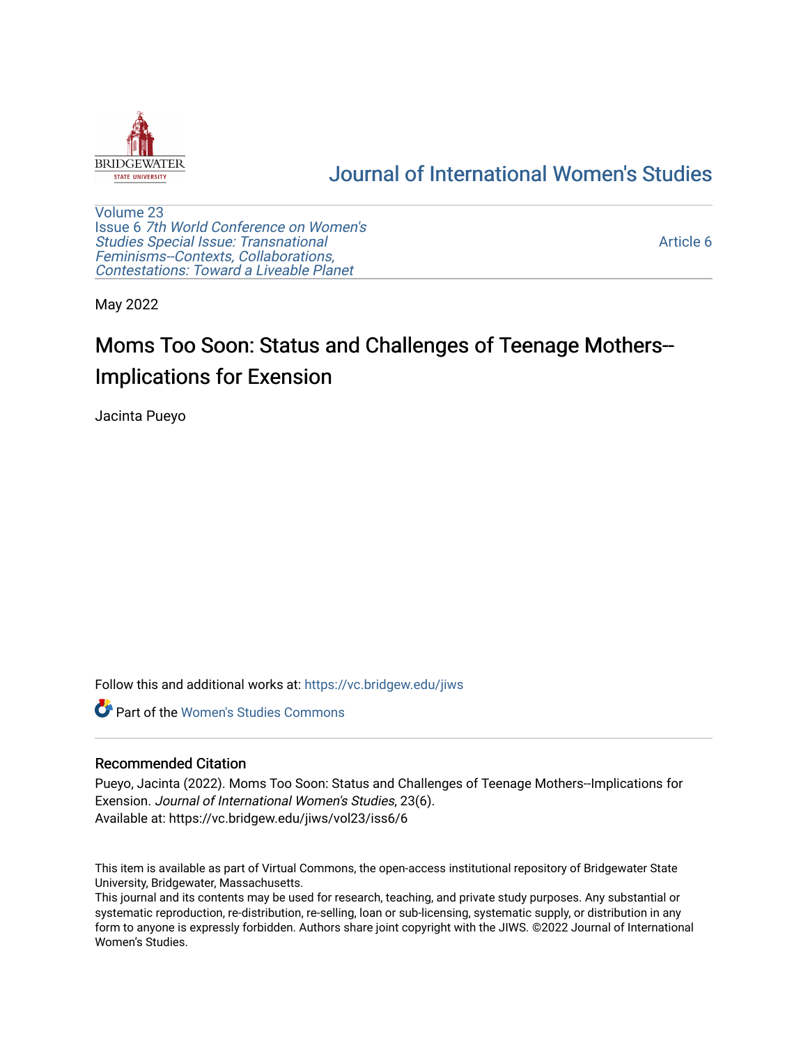Journal of International Women's Studies

Volume 23
Issue 6 *7th World Conference on Women's Studies Special Issue: Transnational Feminisms--Contexts, Collaborations, Contestations: Toward a Liveable Planet*

Article 6

May 2022

# Moms Too Soon: Status and Challenges of Teenage Mothers--Implications for Exension

Jacinta Pueyo

Follow this and additional works at: https://vc.bridgew.edu/jiws

Part of the Women's Studies Commons

## Recommended Citation

Pueyo, Jacinta (2022). Moms Too Soon: Status and Challenges of Teenage Mothers--Implications for Exension. *Journal of International Women's Studies*, 23(6).
Available at: https://vc.bridgew.edu/jiws/vol23/iss6/6

This item is available as part of Virtual Commons, the open-access institutional repository of Bridgewater State University, Bridgewater, Massachusetts.
This journal and its contents may be used for research, teaching, and private study purposes. Any substantial or systematic reproduction, re-distribution, re-selling, loan or sub-licensing, systematic supply, or distribution in any form to anyone is expressly forbidden. Authors share joint copyright with the JIWS. ©2022 Journal of International Women's Studies.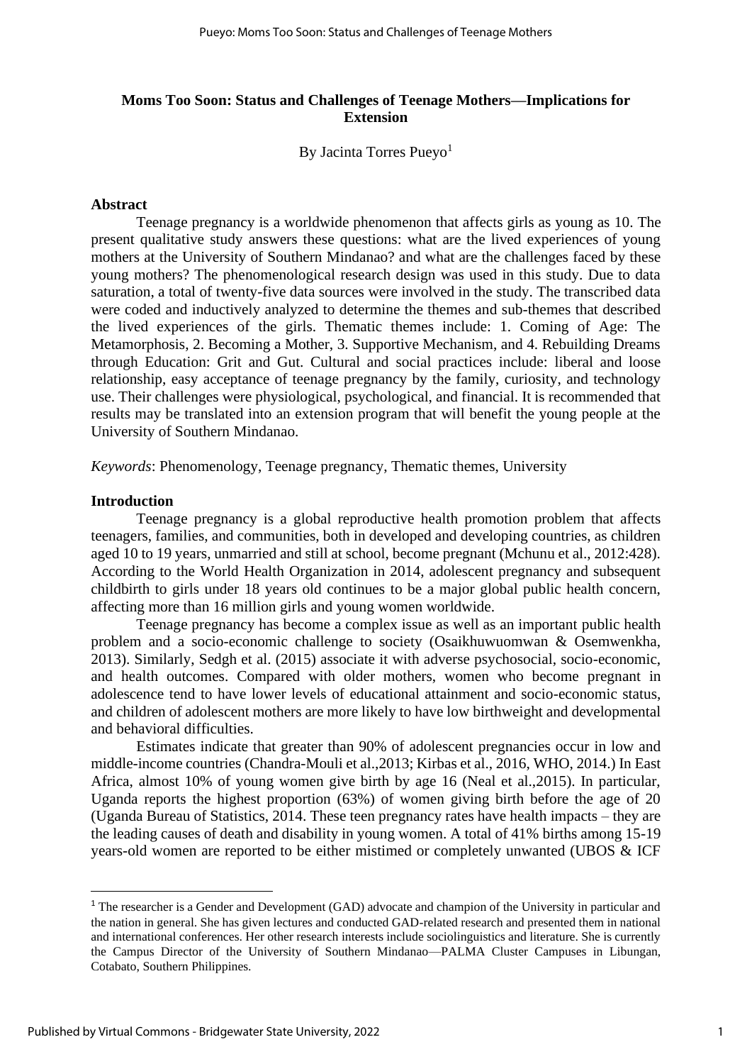# Moms Too Soon: Status and Challenges of Teenage Mothers—Implications for Extension

By Jacinta Torres Pueyo[1]

## Abstract

Teenage pregnancy is a worldwide phenomenon that affects girls as young as 10. The present qualitative study answers these questions: what are the lived experiences of young mothers at the University of Southern Mindanao? and what are the challenges faced by these young mothers? The phenomenological research design was used in this study. Due to data saturation, a total of twenty-five data sources were involved in the study. The transcribed data were coded and inductively analyzed to determine the themes and sub-themes that described the lived experiences of the girls. Thematic themes include: 1. Coming of Age: The Metamorphosis, 2. Becoming a Mother, 3. Supportive Mechanism, and 4. Rebuilding Dreams through Education: Grit and Gut. Cultural and social practices include: liberal and loose relationship, easy acceptance of teenage pregnancy by the family, curiosity, and technology use. Their challenges were physiological, psychological, and financial. It is recommended that results may be translated into an extension program that will benefit the young people at the University of Southern Mindanao.

*Keywords*: Phenomenology, Teenage pregnancy, Thematic themes, University

## Introduction

Teenage pregnancy is a global reproductive health promotion problem that affects teenagers, families, and communities, both in developed and developing countries, as children aged 10 to 19 years, unmarried and still at school, become pregnant (Mchunu et al., 2012:428). According to the World Health Organization in 2014, adolescent pregnancy and subsequent childbirth to girls under 18 years old continues to be a major global public health concern, affecting more than 16 million girls and young women worldwide.

Teenage pregnancy has become a complex issue as well as an important public health problem and a socio-economic challenge to society (Osaikhuwuomwan & Osemwenkha, 2013). Similarly, Sedgh et al. (2015) associate it with adverse psychosocial, socio-economic, and health outcomes. Compared with older mothers, women who become pregnant in adolescence tend to have lower levels of educational attainment and socio-economic status, and children of adolescent mothers are more likely to have low birthweight and developmental and behavioral difficulties.

Estimates indicate that greater than 90% of adolescent pregnancies occur in low and middle-income countries (Chandra-Mouli et al.,2013; Kirbas et al., 2016, WHO, 2014.) In East Africa, almost 10% of young women give birth by age 16 (Neal et al.,2015). In particular, Uganda reports the highest proportion (63%) of women giving birth before the age of 20 (Uganda Bureau of Statistics, 2014. These teen pregnancy rates have health impacts – they are the leading causes of death and disability in young women. A total of 41% births among 15-19 years-old women are reported to be either mistimed or completely unwanted (UBOS & ICF

---

[1] The researcher is a Gender and Development (GAD) advocate and champion of the University in particular and the nation in general. She has given lectures and conducted GAD-related research and presented them in national and international conferences. Her other research interests include sociolinguistics and literature. She is currently the Campus Director of the University of Southern Mindanao—PALMA Cluster Campuses in Libungan, Cotabato, Southern Philippines.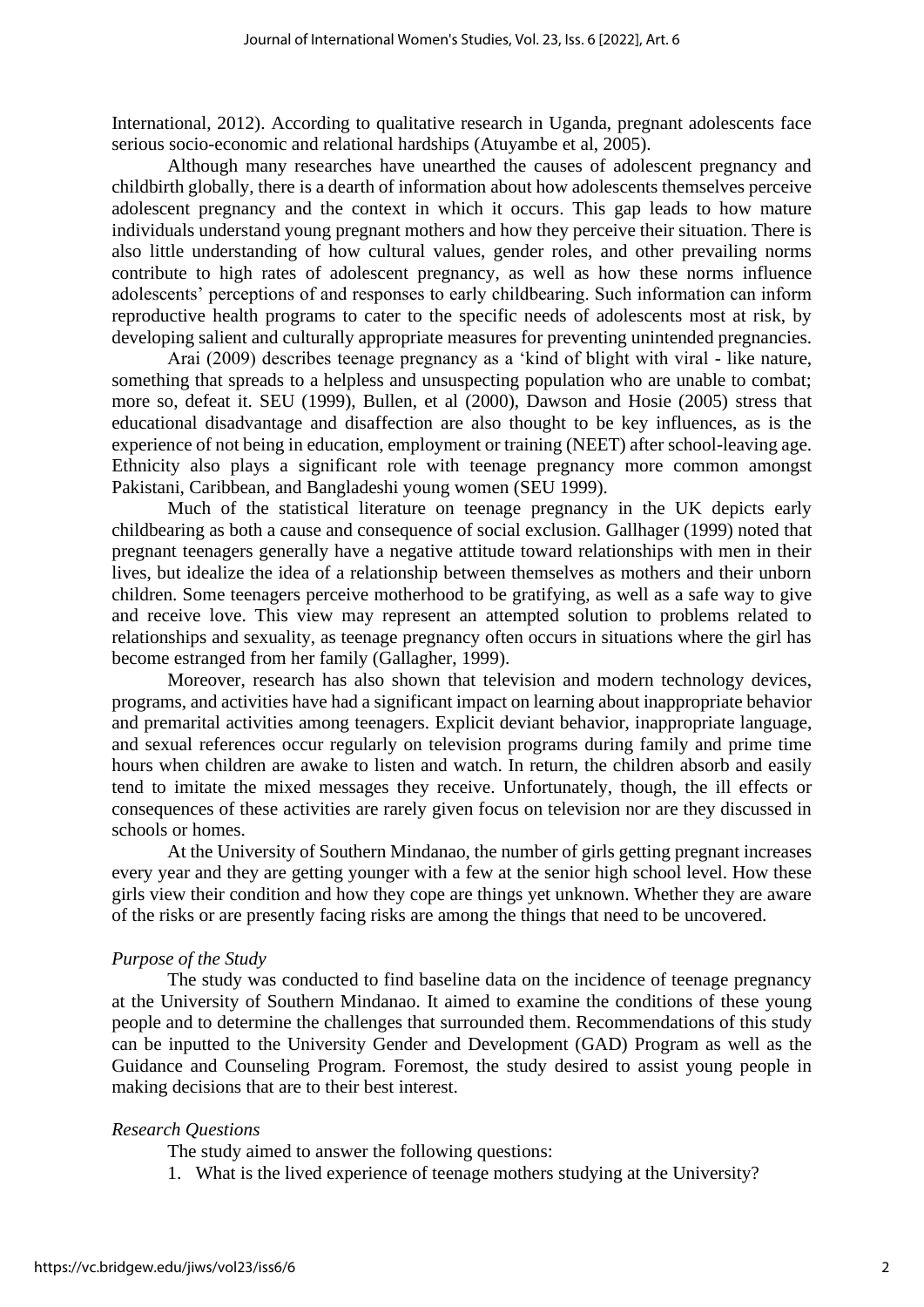International, 2012). According to qualitative research in Uganda, pregnant adolescents face serious socio-economic and relational hardships (Atuyambe et al, 2005).

Although many researches have unearthed the causes of adolescent pregnancy and childbirth globally, there is a dearth of information about how adolescents themselves perceive adolescent pregnancy and the context in which it occurs. This gap leads to how mature individuals understand young pregnant mothers and how they perceive their situation. There is also little understanding of how cultural values, gender roles, and other prevailing norms contribute to high rates of adolescent pregnancy, as well as how these norms influence adolescents' perceptions of and responses to early childbearing. Such information can inform reproductive health programs to cater to the specific needs of adolescents most at risk, by developing salient and culturally appropriate measures for preventing unintended pregnancies.

Arai (2009) describes teenage pregnancy as a 'kind of blight with viral - like nature, something that spreads to a helpless and unsuspecting population who are unable to combat; more so, defeat it. SEU (1999), Bullen, et al (2000), Dawson and Hosie (2005) stress that educational disadvantage and disaffection are also thought to be key influences, as is the experience of not being in education, employment or training (NEET) after school-leaving age. Ethnicity also plays a significant role with teenage pregnancy more common amongst Pakistani, Caribbean, and Bangladeshi young women (SEU 1999).

Much of the statistical literature on teenage pregnancy in the UK depicts early childbearing as both a cause and consequence of social exclusion. Gallhager (1999) noted that pregnant teenagers generally have a negative attitude toward relationships with men in their lives, but idealize the idea of a relationship between themselves as mothers and their unborn children. Some teenagers perceive motherhood to be gratifying, as well as a safe way to give and receive love. This view may represent an attempted solution to problems related to relationships and sexuality, as teenage pregnancy often occurs in situations where the girl has become estranged from her family (Gallagher, 1999).

Moreover, research has also shown that television and modern technology devices, programs, and activities have had a significant impact on learning about inappropriate behavior and premarital activities among teenagers. Explicit deviant behavior, inappropriate language, and sexual references occur regularly on television programs during family and prime time hours when children are awake to listen and watch. In return, the children absorb and easily tend to imitate the mixed messages they receive. Unfortunately, though, the ill effects or consequences of these activities are rarely given focus on television nor are they discussed in schools or homes.

At the University of Southern Mindanao, the number of girls getting pregnant increases every year and they are getting younger with a few at the senior high school level. How these girls view their condition and how they cope are things yet unknown. Whether they are aware of the risks or are presently facing risks are among the things that need to be uncovered.

*Purpose of the Study*

The study was conducted to find baseline data on the incidence of teenage pregnancy at the University of Southern Mindanao. It aimed to examine the conditions of these young people and to determine the challenges that surrounded them. Recommendations of this study can be inputted to the University Gender and Development (GAD) Program as well as the Guidance and Counseling Program. Foremost, the study desired to assist young people in making decisions that are to their best interest.

*Research Questions*

The study aimed to answer the following questions:

1. What is the lived experience of teenage mothers studying at the University?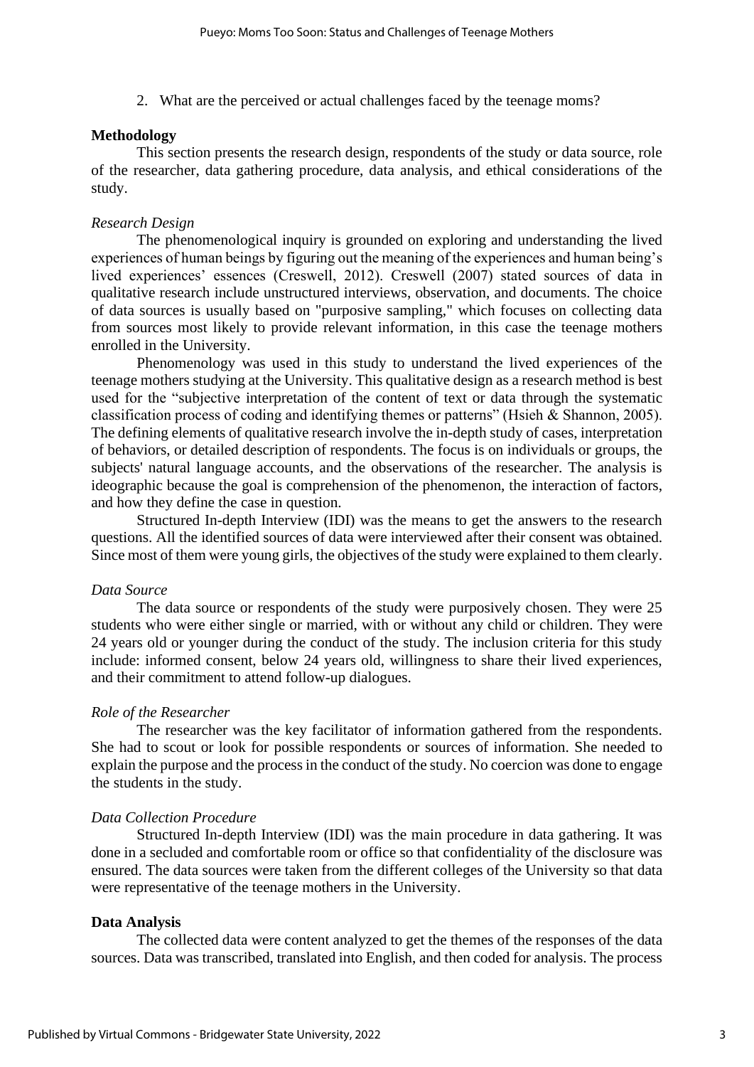2. What are the perceived or actual challenges faced by the teenage moms?

## Methodology

This section presents the research design, respondents of the study or data source, role of the researcher, data gathering procedure, data analysis, and ethical considerations of the study.

### *Research Design*

The phenomenological inquiry is grounded on exploring and understanding the lived experiences of human beings by figuring out the meaning of the experiences and human being's lived experiences' essences (Creswell, 2012). Creswell (2007) stated sources of data in qualitative research include unstructured interviews, observation, and documents. The choice of data sources is usually based on "purposive sampling," which focuses on collecting data from sources most likely to provide relevant information, in this case the teenage mothers enrolled in the University.

Phenomenology was used in this study to understand the lived experiences of the teenage mothers studying at the University. This qualitative design as a research method is best used for the "subjective interpretation of the content of text or data through the systematic classification process of coding and identifying themes or patterns" (Hsieh & Shannon, 2005). The defining elements of qualitative research involve the in-depth study of cases, interpretation of behaviors, or detailed description of respondents. The focus is on individuals or groups, the subjects' natural language accounts, and the observations of the researcher. The analysis is ideographic because the goal is comprehension of the phenomenon, the interaction of factors, and how they define the case in question.

Structured In-depth Interview (IDI) was the means to get the answers to the research questions. All the identified sources of data were interviewed after their consent was obtained. Since most of them were young girls, the objectives of the study were explained to them clearly.

### *Data Source*

The data source or respondents of the study were purposively chosen. They were 25 students who were either single or married, with or without any child or children. They were 24 years old or younger during the conduct of the study. The inclusion criteria for this study include: informed consent, below 24 years old, willingness to share their lived experiences, and their commitment to attend follow-up dialogues.

### *Role of the Researcher*

The researcher was the key facilitator of information gathered from the respondents. She had to scout or look for possible respondents or sources of information. She needed to explain the purpose and the process in the conduct of the study. No coercion was done to engage the students in the study.

### *Data Collection Procedure*

Structured In-depth Interview (IDI) was the main procedure in data gathering. It was done in a secluded and comfortable room or office so that confidentiality of the disclosure was ensured. The data sources were taken from the different colleges of the University so that data were representative of the teenage mothers in the University.

## Data Analysis

The collected data were content analyzed to get the themes of the responses of the data sources. Data was transcribed, translated into English, and then coded for analysis. The process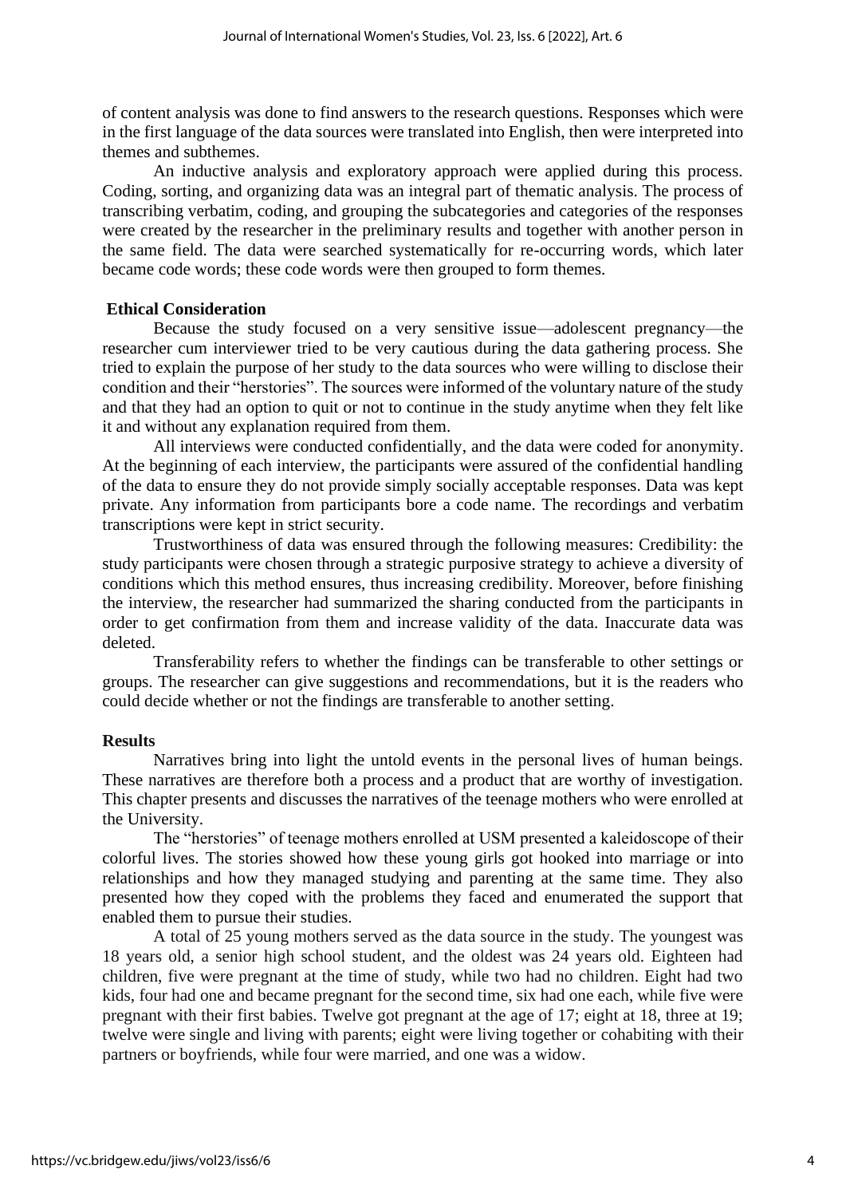of content analysis was done to find answers to the research questions. Responses which were in the first language of the data sources were translated into English, then were interpreted into themes and subthemes.

An inductive analysis and exploratory approach were applied during this process. Coding, sorting, and organizing data was an integral part of thematic analysis. The process of transcribing verbatim, coding, and grouping the subcategories and categories of the responses were created by the researcher in the preliminary results and together with another person in the same field. The data were searched systematically for re-occurring words, which later became code words; these code words were then grouped to form themes.

### Ethical Consideration

Because the study focused on a very sensitive issue—adolescent pregnancy—the researcher cum interviewer tried to be very cautious during the data gathering process. She tried to explain the purpose of her study to the data sources who were willing to disclose their condition and their "herstories". The sources were informed of the voluntary nature of the study and that they had an option to quit or not to continue in the study anytime when they felt like it and without any explanation required from them.

All interviews were conducted confidentially, and the data were coded for anonymity. At the beginning of each interview, the participants were assured of the confidential handling of the data to ensure they do not provide simply socially acceptable responses. Data was kept private. Any information from participants bore a code name. The recordings and verbatim transcriptions were kept in strict security.

Trustworthiness of data was ensured through the following measures: Credibility: the study participants were chosen through a strategic purposive strategy to achieve a diversity of conditions which this method ensures, thus increasing credibility. Moreover, before finishing the interview, the researcher had summarized the sharing conducted from the participants in order to get confirmation from them and increase validity of the data. Inaccurate data was deleted.

Transferability refers to whether the findings can be transferable to other settings or groups. The researcher can give suggestions and recommendations, but it is the readers who could decide whether or not the findings are transferable to another setting.

### Results

Narratives bring into light the untold events in the personal lives of human beings. These narratives are therefore both a process and a product that are worthy of investigation. This chapter presents and discusses the narratives of the teenage mothers who were enrolled at the University.

The "herstories" of teenage mothers enrolled at USM presented a kaleidoscope of their colorful lives. The stories showed how these young girls got hooked into marriage or into relationships and how they managed studying and parenting at the same time. They also presented how they coped with the problems they faced and enumerated the support that enabled them to pursue their studies.

A total of 25 young mothers served as the data source in the study. The youngest was 18 years old, a senior high school student, and the oldest was 24 years old. Eighteen had children, five were pregnant at the time of study, while two had no children. Eight had two kids, four had one and became pregnant for the second time, six had one each, while five were pregnant with their first babies. Twelve got pregnant at the age of 17; eight at 18, three at 19; twelve were single and living with parents; eight were living together or cohabiting with their partners or boyfriends, while four were married, and one was a widow.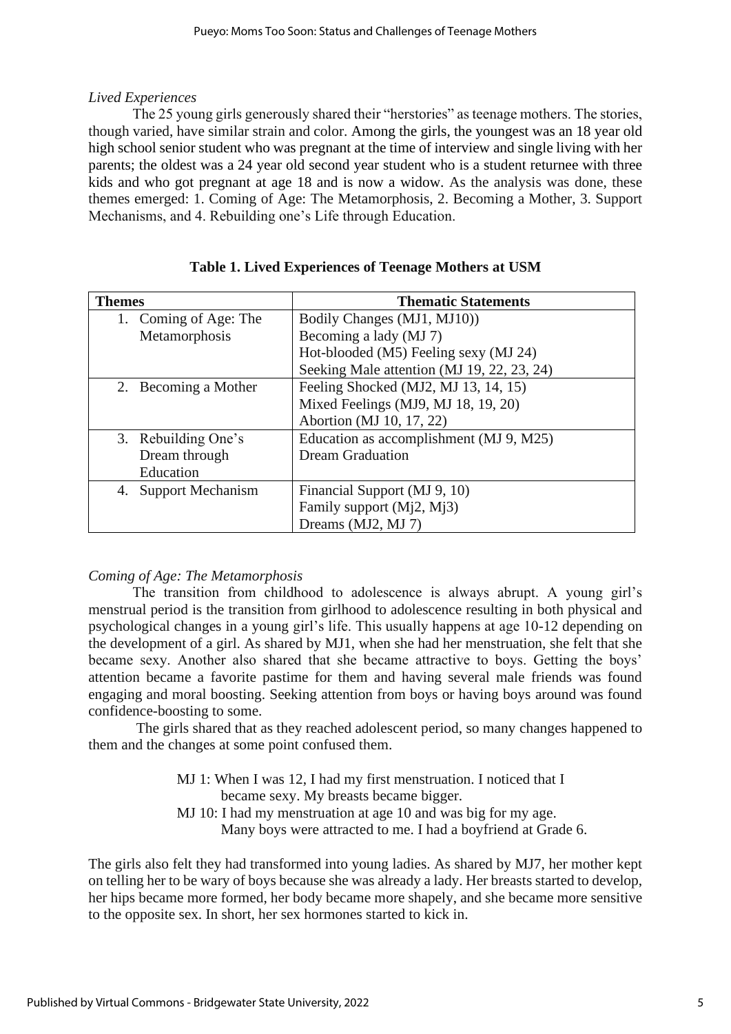*Lived Experiences*

The 25 young girls generously shared their "herstories" as teenage mothers. The stories, though varied, have similar strain and color. Among the girls, the youngest was an 18 year old high school senior student who was pregnant at the time of interview and single living with her parents; the oldest was a 24 year old second year student who is a student returnee with three kids and who got pregnant at age 18 and is now a widow. As the analysis was done, these themes emerged: 1. Coming of Age: The Metamorphosis, 2. Becoming a Mother, 3. Support Mechanisms, and 4. Rebuilding one's Life through Education.

**Table 1. Lived Experiences of Teenage Mothers at USM**

| Themes | Thematic Statements |
|---|---|
| 1. Coming of Age: The Metamorphosis | Bodily Changes (MJ1, MJ10))<br>Becoming a lady (MJ 7)<br>Hot-blooded (M5) Feeling sexy (MJ 24)<br>Seeking Male attention (MJ 19, 22, 23, 24) |
| 2. Becoming a Mother | Feeling Shocked (MJ2, MJ 13, 14, 15)<br>Mixed Feelings (MJ9, MJ 18, 19, 20)<br>Abortion (MJ 10, 17, 22) |
| 3. Rebuilding One's Dream through Education | Education as accomplishment (MJ 9, M25)<br>Dream Graduation |
| 4. Support Mechanism | Financial Support (MJ 9, 10)<br>Family support (Mj2, Mj3)<br>Dreams (MJ2, MJ 7) |

*Coming of Age: The Metamorphosis*

The transition from childhood to adolescence is always abrupt. A young girl's menstrual period is the transition from girlhood to adolescence resulting in both physical and psychological changes in a young girl's life. This usually happens at age 10-12 depending on the development of a girl. As shared by MJ1, when she had her menstruation, she felt that she became sexy. Another also shared that she became attractive to boys. Getting the boys' attention became a favorite pastime for them and having several male friends was found engaging and moral boosting. Seeking attention from boys or having boys around was found confidence-boosting to some.

The girls shared that as they reached adolescent period, so many changes happened to them and the changes at some point confused them.

> MJ 1: When I was 12, I had my first menstruation. I noticed that I became sexy. My breasts became bigger.
>
> MJ 10: I had my menstruation at age 10 and was big for my age. Many boys were attracted to me. I had a boyfriend at Grade 6.

The girls also felt they had transformed into young ladies. As shared by MJ7, her mother kept on telling her to be wary of boys because she was already a lady. Her breasts started to develop, her hips became more formed, her body became more shapely, and she became more sensitive to the opposite sex. In short, her sex hormones started to kick in.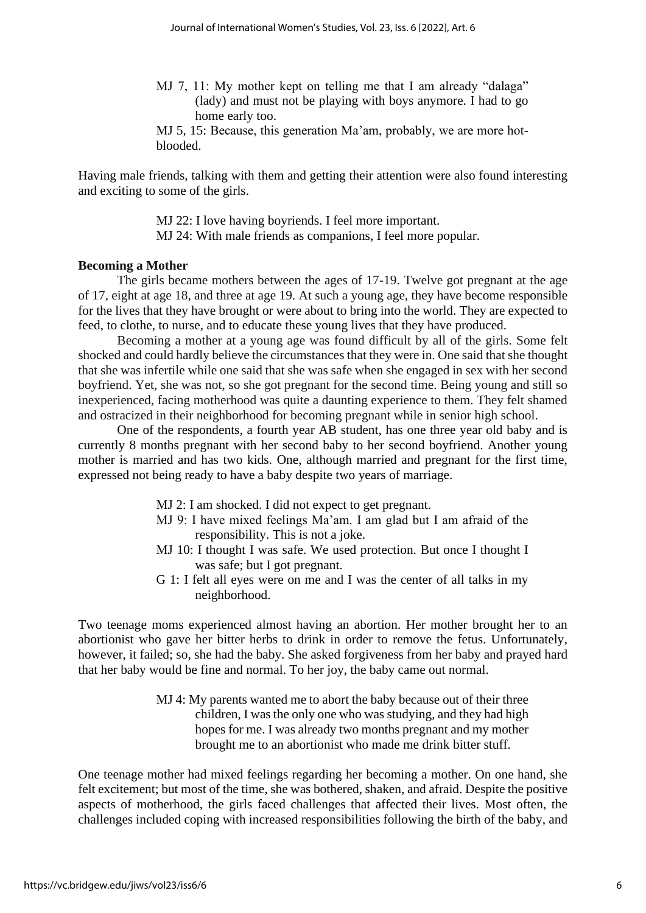> MJ 7, 11: My mother kept on telling me that I am already "dalaga" (lady) and must not be playing with boys anymore. I had to go home early too.
>
> MJ 5, 15: Because, this generation Ma'am, probably, we are more hot-blooded.

Having male friends, talking with them and getting their attention were also found interesting and exciting to some of the girls.

> MJ 22: I love having boyriends. I feel more important.
>
> MJ 24: With male friends as companions, I feel more popular.

**Becoming a Mother**

The girls became mothers between the ages of 17-19. Twelve got pregnant at the age of 17, eight at age 18, and three at age 19. At such a young age, they have become responsible for the lives that they have brought or were about to bring into the world. They are expected to feed, to clothe, to nurse, and to educate these young lives that they have produced.

Becoming a mother at a young age was found difficult by all of the girls. Some felt shocked and could hardly believe the circumstances that they were in. One said that she thought that she was infertile while one said that she was safe when she engaged in sex with her second boyfriend. Yet, she was not, so she got pregnant for the second time. Being young and still so inexperienced, facing motherhood was quite a daunting experience to them. They felt shamed and ostracized in their neighborhood for becoming pregnant while in senior high school.

One of the respondents, a fourth year AB student, has one three year old baby and is currently 8 months pregnant with her second baby to her second boyfriend. Another young mother is married and has two kids. One, although married and pregnant for the first time, expressed not being ready to have a baby despite two years of marriage.

> MJ 2: I am shocked. I did not expect to get pregnant.
>
> MJ 9: I have mixed feelings Ma'am. I am glad but I am afraid of the responsibility. This is not a joke.
>
> MJ 10: I thought I was safe. We used protection. But once I thought I was safe; but I got pregnant.
>
> G 1: I felt all eyes were on me and I was the center of all talks in my neighborhood.

Two teenage moms experienced almost having an abortion. Her mother brought her to an abortionist who gave her bitter herbs to drink in order to remove the fetus. Unfortunately, however, it failed; so, she had the baby. She asked forgiveness from her baby and prayed hard that her baby would be fine and normal. To her joy, the baby came out normal.

> MJ 4: My parents wanted me to abort the baby because out of their three children, I was the only one who was studying, and they had high hopes for me. I was already two months pregnant and my mother brought me to an abortionist who made me drink bitter stuff.

One teenage mother had mixed feelings regarding her becoming a mother. On one hand, she felt excitement; but most of the time, she was bothered, shaken, and afraid. Despite the positive aspects of motherhood, the girls faced challenges that affected their lives. Most often, the challenges included coping with increased responsibilities following the birth of the baby, and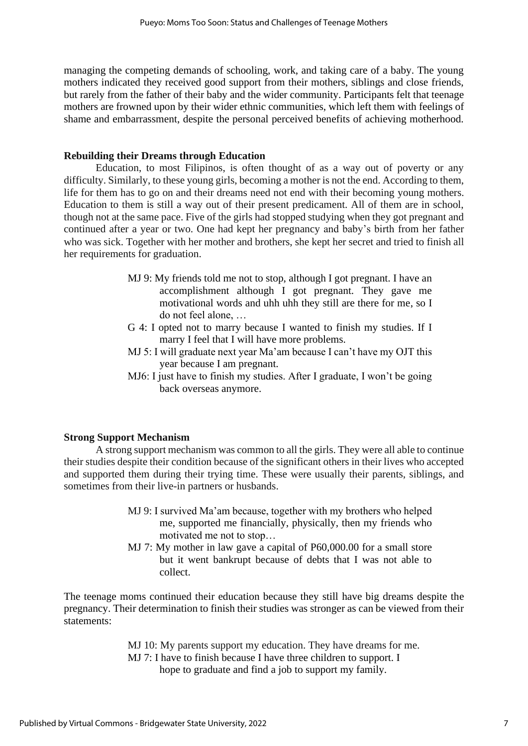managing the competing demands of schooling, work, and taking care of a baby. The young mothers indicated they received good support from their mothers, siblings and close friends, but rarely from the father of their baby and the wider community. Participants felt that teenage mothers are frowned upon by their wider ethnic communities, which left them with feelings of shame and embarrassment, despite the personal perceived benefits of achieving motherhood.

**Rebuilding their Dreams through Education**

Education, to most Filipinos, is often thought of as a way out of poverty or any difficulty. Similarly, to these young girls, becoming a mother is not the end. According to them, life for them has to go on and their dreams need not end with their becoming young mothers. Education to them is still a way out of their present predicament. All of them are in school, though not at the same pace. Five of the girls had stopped studying when they got pregnant and continued after a year or two. One had kept her pregnancy and baby's birth from her father who was sick. Together with her mother and brothers, she kept her secret and tried to finish all her requirements for graduation.

> MJ 9: My friends told me not to stop, although I got pregnant. I have an accomplishment although I got pregnant. They gave me motivational words and uhh uhh they still are there for me, so I do not feel alone, …
>
> G 4: I opted not to marry because I wanted to finish my studies. If I marry I feel that I will have more problems.
>
> MJ 5: I will graduate next year Ma'am because I can't have my OJT this year because I am pregnant.
>
> MJ6: I just have to finish my studies. After I graduate, I won't be going back overseas anymore.

**Strong Support Mechanism**

A strong support mechanism was common to all the girls. They were all able to continue their studies despite their condition because of the significant others in their lives who accepted and supported them during their trying time. These were usually their parents, siblings, and sometimes from their live-in partners or husbands.

> MJ 9: I survived Ma'am because, together with my brothers who helped me, supported me financially, physically, then my friends who motivated me not to stop…
>
> MJ 7: My mother in law gave a capital of P60,000.00 for a small store but it went bankrupt because of debts that I was not able to collect.

The teenage moms continued their education because they still have big dreams despite the pregnancy. Their determination to finish their studies was stronger as can be viewed from their statements:

> MJ 10: My parents support my education. They have dreams for me.
>
> MJ 7: I have to finish because I have three children to support. I hope to graduate and find a job to support my family.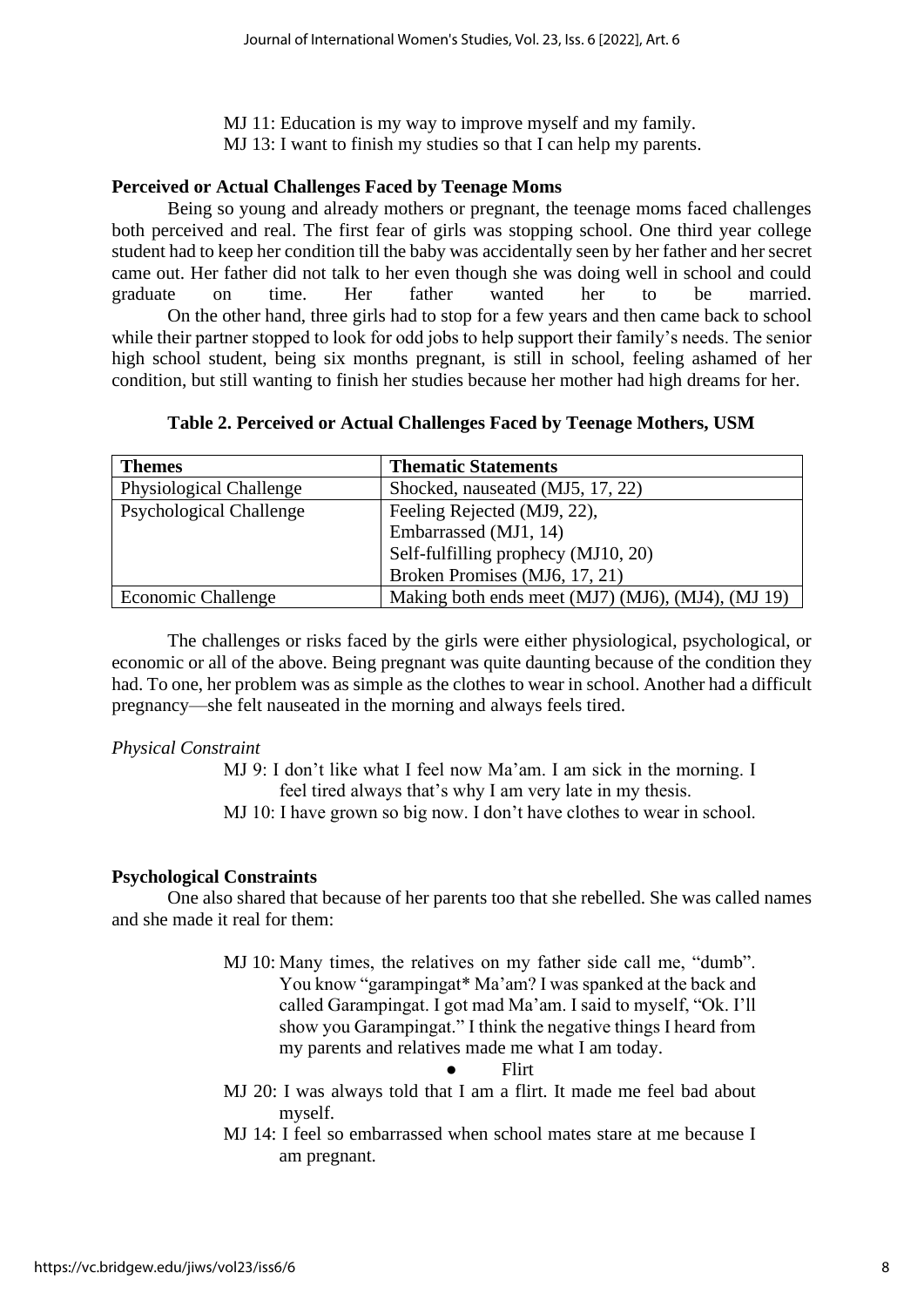MJ 11: Education is my way to improve myself and my family.
MJ 13: I want to finish my studies so that I can help my parents.

**Perceived or Actual Challenges Faced by Teenage Moms**

Being so young and already mothers or pregnant, the teenage moms faced challenges both perceived and real. The first fear of girls was stopping school. One third year college student had to keep her condition till the baby was accidentally seen by her father and her secret came out. Her father did not talk to her even though she was doing well in school and could graduate on time. Her father wanted her to be married.

On the other hand, three girls had to stop for a few years and then came back to school while their partner stopped to look for odd jobs to help support their family's needs. The senior high school student, being six months pregnant, is still in school, feeling ashamed of her condition, but still wanting to finish her studies because her mother had high dreams for her.

**Table 2. Perceived or Actual Challenges Faced by Teenage Mothers, USM**

| Themes | Thematic Statements |
|---|---|
| Physiological Challenge | Shocked, nauseated (MJ5, 17, 22) |
| Psychological Challenge | Feeling Rejected (MJ9, 22),<br>Embarrassed (MJ1, 14)<br>Self-fulfilling prophecy (MJ10, 20)<br>Broken Promises (MJ6, 17, 21) |
| Economic Challenge | Making both ends meet (MJ7) (MJ6), (MJ4), (MJ 19) |

The challenges or risks faced by the girls were either physiological, psychological, or economic or all of the above. Being pregnant was quite daunting because of the condition they had. To one, her problem was as simple as the clothes to wear in school. Another had a difficult pregnancy—she felt nauseated in the morning and always feels tired.

*Physical Constraint*

MJ 9: I don't like what I feel now Ma'am. I am sick in the morning. I feel tired always that's why I am very late in my thesis.
MJ 10: I have grown so big now. I don't have clothes to wear in school.

**Psychological Constraints**

One also shared that because of her parents too that she rebelled. She was called names and she made it real for them:

MJ 10: Many times, the relatives on my father side call me, "dumb". You know "garampingat* Ma'am? I was spanked at the back and called Garampingat. I got mad Ma'am. I said to myself, "Ok. I'll show you Garampingat." I think the negative things I heard from my parents and relatives made me what I am today.

- Flirt

MJ 20: I was always told that I am a flirt. It made me feel bad about myself.
MJ 14: I feel so embarrassed when school mates stare at me because I am pregnant.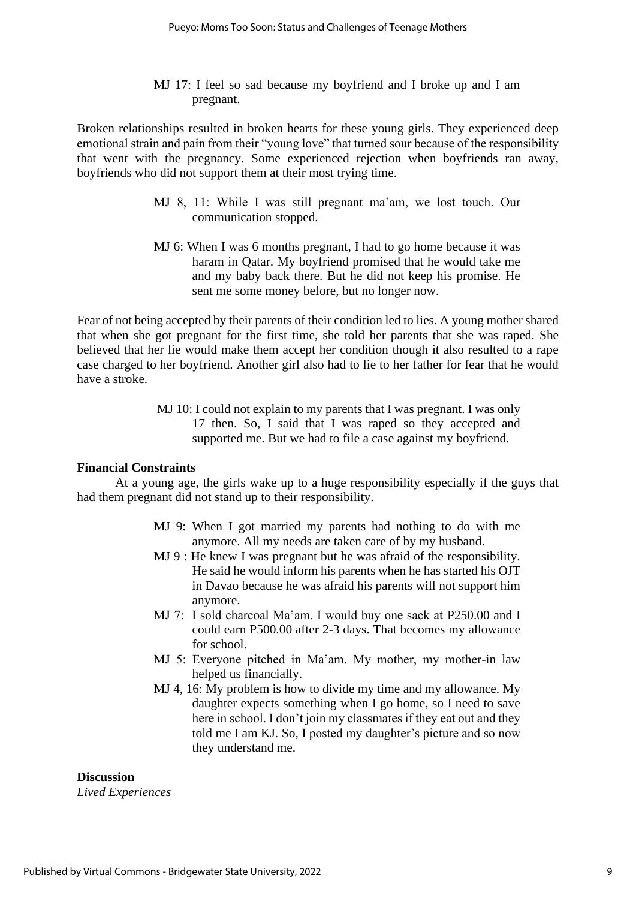> MJ 17: I feel so sad because my boyfriend and I broke up and I am pregnant.

Broken relationships resulted in broken hearts for these young girls. They experienced deep emotional strain and pain from their "young love" that turned sour because of the responsibility that went with the pregnancy. Some experienced rejection when boyfriends ran away, boyfriends who did not support them at their most trying time.

> MJ 8, 11: While I was still pregnant ma'am, we lost touch. Our communication stopped.

> MJ 6: When I was 6 months pregnant, I had to go home because it was haram in Qatar. My boyfriend promised that he would take me and my baby back there. But he did not keep his promise. He sent me some money before, but no longer now.

Fear of not being accepted by their parents of their condition led to lies. A young mother shared that when she got pregnant for the first time, she told her parents that she was raped. She believed that her lie would make them accept her condition though it also resulted to a rape case charged to her boyfriend. Another girl also had to lie to her father for fear that he would have a stroke.

> MJ 10: I could not explain to my parents that I was pregnant. I was only 17 then. So, I said that I was raped so they accepted and supported me. But we had to file a case against my boyfriend.

**Financial Constraints**

At a young age, the girls wake up to a huge responsibility especially if the guys that had them pregnant did not stand up to their responsibility.

> MJ 9: When I got married my parents had nothing to do with me anymore. All my needs are taken care of by my husband.
>
> MJ 9 : He knew I was pregnant but he was afraid of the responsibility. He said he would inform his parents when he has started his OJT in Davao because he was afraid his parents will not support him anymore.
>
> MJ 7: I sold charcoal Ma'am. I would buy one sack at P250.00 and I could earn P500.00 after 2-3 days. That becomes my allowance for school.
>
> MJ 5: Everyone pitched in Ma'am. My mother, my mother-in law helped us financially.
>
> MJ 4, 16: My problem is how to divide my time and my allowance. My daughter expects something when I go home, so I need to save here in school. I don't join my classmates if they eat out and they told me I am KJ. So, I posted my daughter's picture and so now they understand me.

**Discussion**

*Lived Experiences*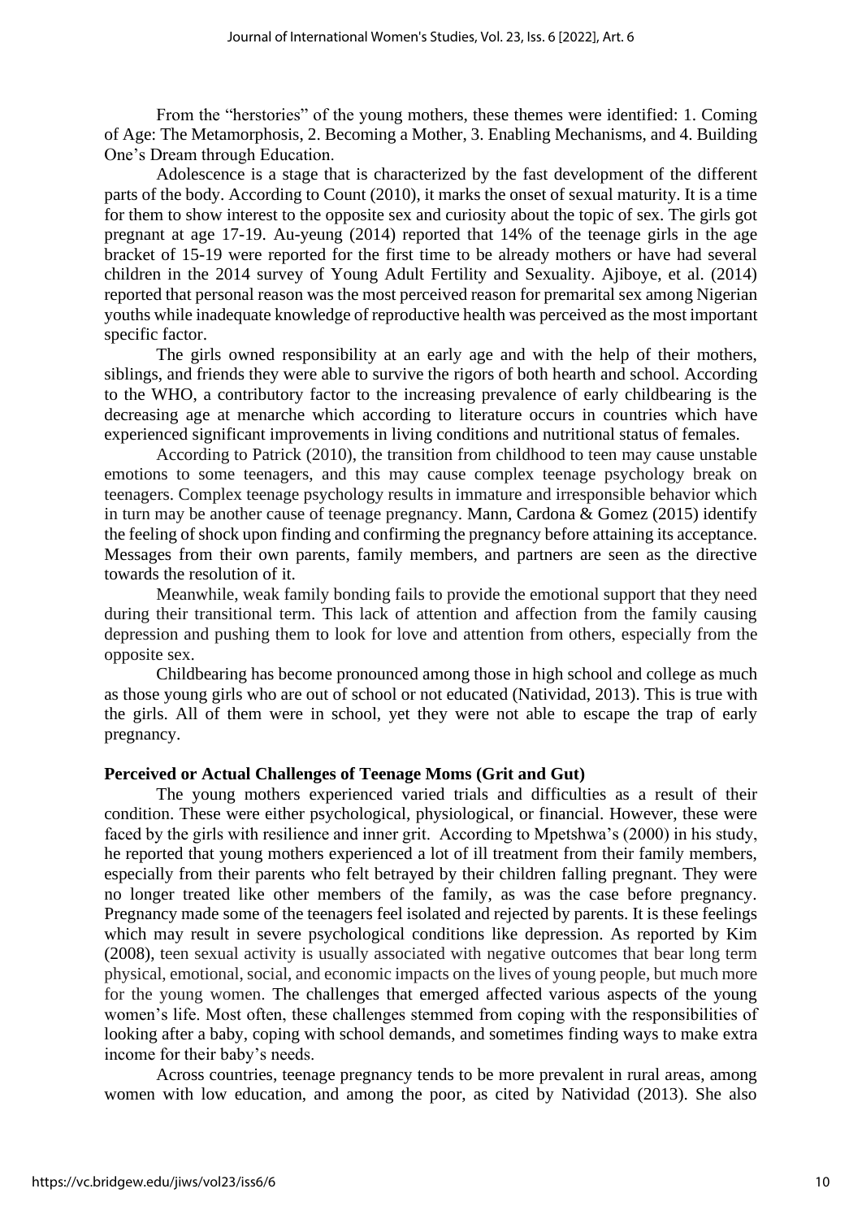From the "herstories" of the young mothers, these themes were identified: 1. Coming of Age: The Metamorphosis, 2. Becoming a Mother, 3. Enabling Mechanisms, and 4. Building One's Dream through Education.

Adolescence is a stage that is characterized by the fast development of the different parts of the body. According to Count (2010), it marks the onset of sexual maturity. It is a time for them to show interest to the opposite sex and curiosity about the topic of sex. The girls got pregnant at age 17-19. Au-yeung (2014) reported that 14% of the teenage girls in the age bracket of 15-19 were reported for the first time to be already mothers or have had several children in the 2014 survey of Young Adult Fertility and Sexuality. Ajiboye, et al. (2014) reported that personal reason was the most perceived reason for premarital sex among Nigerian youths while inadequate knowledge of reproductive health was perceived as the most important specific factor.

The girls owned responsibility at an early age and with the help of their mothers, siblings, and friends they were able to survive the rigors of both hearth and school. According to the WHO, a contributory factor to the increasing prevalence of early childbearing is the decreasing age at menarche which according to literature occurs in countries which have experienced significant improvements in living conditions and nutritional status of females.

According to Patrick (2010), the transition from childhood to teen may cause unstable emotions to some teenagers, and this may cause complex teenage psychology break on teenagers. Complex teenage psychology results in immature and irresponsible behavior which in turn may be another cause of teenage pregnancy. Mann, Cardona & Gomez (2015) identify the feeling of shock upon finding and confirming the pregnancy before attaining its acceptance. Messages from their own parents, family members, and partners are seen as the directive towards the resolution of it.

Meanwhile, weak family bonding fails to provide the emotional support that they need during their transitional term. This lack of attention and affection from the family causing depression and pushing them to look for love and attention from others, especially from the opposite sex.

Childbearing has become pronounced among those in high school and college as much as those young girls who are out of school or not educated (Natividad, 2013). This is true with the girls. All of them were in school, yet they were not able to escape the trap of early pregnancy.

**Perceived or Actual Challenges of Teenage Moms (Grit and Gut)**

The young mothers experienced varied trials and difficulties as a result of their condition. These were either psychological, physiological, or financial. However, these were faced by the girls with resilience and inner grit. According to Mpetshwa's (2000) in his study, he reported that young mothers experienced a lot of ill treatment from their family members, especially from their parents who felt betrayed by their children falling pregnant. They were no longer treated like other members of the family, as was the case before pregnancy. Pregnancy made some of the teenagers feel isolated and rejected by parents. It is these feelings which may result in severe psychological conditions like depression. As reported by Kim (2008), teen sexual activity is usually associated with negative outcomes that bear long term physical, emotional, social, and economic impacts on the lives of young people, but much more for the young women. The challenges that emerged affected various aspects of the young women's life. Most often, these challenges stemmed from coping with the responsibilities of looking after a baby, coping with school demands, and sometimes finding ways to make extra income for their baby's needs.

Across countries, teenage pregnancy tends to be more prevalent in rural areas, among women with low education, and among the poor, as cited by Natividad (2013). She also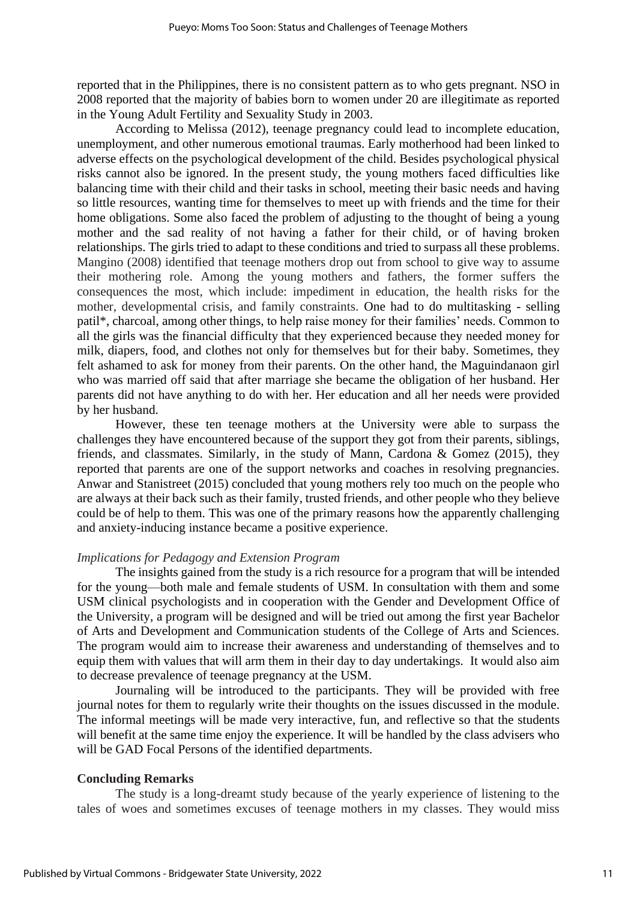reported that in the Philippines, there is no consistent pattern as to who gets pregnant. NSO in 2008 reported that the majority of babies born to women under 20 are illegitimate as reported in the Young Adult Fertility and Sexuality Study in 2003.

According to Melissa (2012), teenage pregnancy could lead to incomplete education, unemployment, and other numerous emotional traumas. Early motherhood had been linked to adverse effects on the psychological development of the child. Besides psychological physical risks cannot also be ignored. In the present study, the young mothers faced difficulties like balancing time with their child and their tasks in school, meeting their basic needs and having so little resources, wanting time for themselves to meet up with friends and the time for their home obligations. Some also faced the problem of adjusting to the thought of being a young mother and the sad reality of not having a father for their child, or of having broken relationships. The girls tried to adapt to these conditions and tried to surpass all these problems. Mangino (2008) identified that teenage mothers drop out from school to give way to assume their mothering role. Among the young mothers and fathers, the former suffers the consequences the most, which include: impediment in education, the health risks for the mother, developmental crisis, and family constraints. One had to do multitasking - selling patil*, charcoal, among other things, to help raise money for their families' needs. Common to all the girls was the financial difficulty that they experienced because they needed money for milk, diapers, food, and clothes not only for themselves but for their baby. Sometimes, they felt ashamed to ask for money from their parents. On the other hand, the Maguindanaon girl who was married off said that after marriage she became the obligation of her husband. Her parents did not have anything to do with her. Her education and all her needs were provided by her husband.

However, these ten teenage mothers at the University were able to surpass the challenges they have encountered because of the support they got from their parents, siblings, friends, and classmates. Similarly, in the study of Mann, Cardona & Gomez (2015), they reported that parents are one of the support networks and coaches in resolving pregnancies. Anwar and Stanistreet (2015) concluded that young mothers rely too much on the people who are always at their back such as their family, trusted friends, and other people who they believe could be of help to them. This was one of the primary reasons how the apparently challenging and anxiety-inducing instance became a positive experience.

*Implications for Pedagogy and Extension Program*

The insights gained from the study is a rich resource for a program that will be intended for the young—both male and female students of USM. In consultation with them and some USM clinical psychologists and in cooperation with the Gender and Development Office of the University, a program will be designed and will be tried out among the first year Bachelor of Arts and Development and Communication students of the College of Arts and Sciences. The program would aim to increase their awareness and understanding of themselves and to equip them with values that will arm them in their day to day undertakings. It would also aim to decrease prevalence of teenage pregnancy at the USM.

Journaling will be introduced to the participants. They will be provided with free journal notes for them to regularly write their thoughts on the issues discussed in the module. The informal meetings will be made very interactive, fun, and reflective so that the students will benefit at the same time enjoy the experience. It will be handled by the class advisers who will be GAD Focal Persons of the identified departments.

**Concluding Remarks**

The study is a long-dreamt study because of the yearly experience of listening to the tales of woes and sometimes excuses of teenage mothers in my classes. They would miss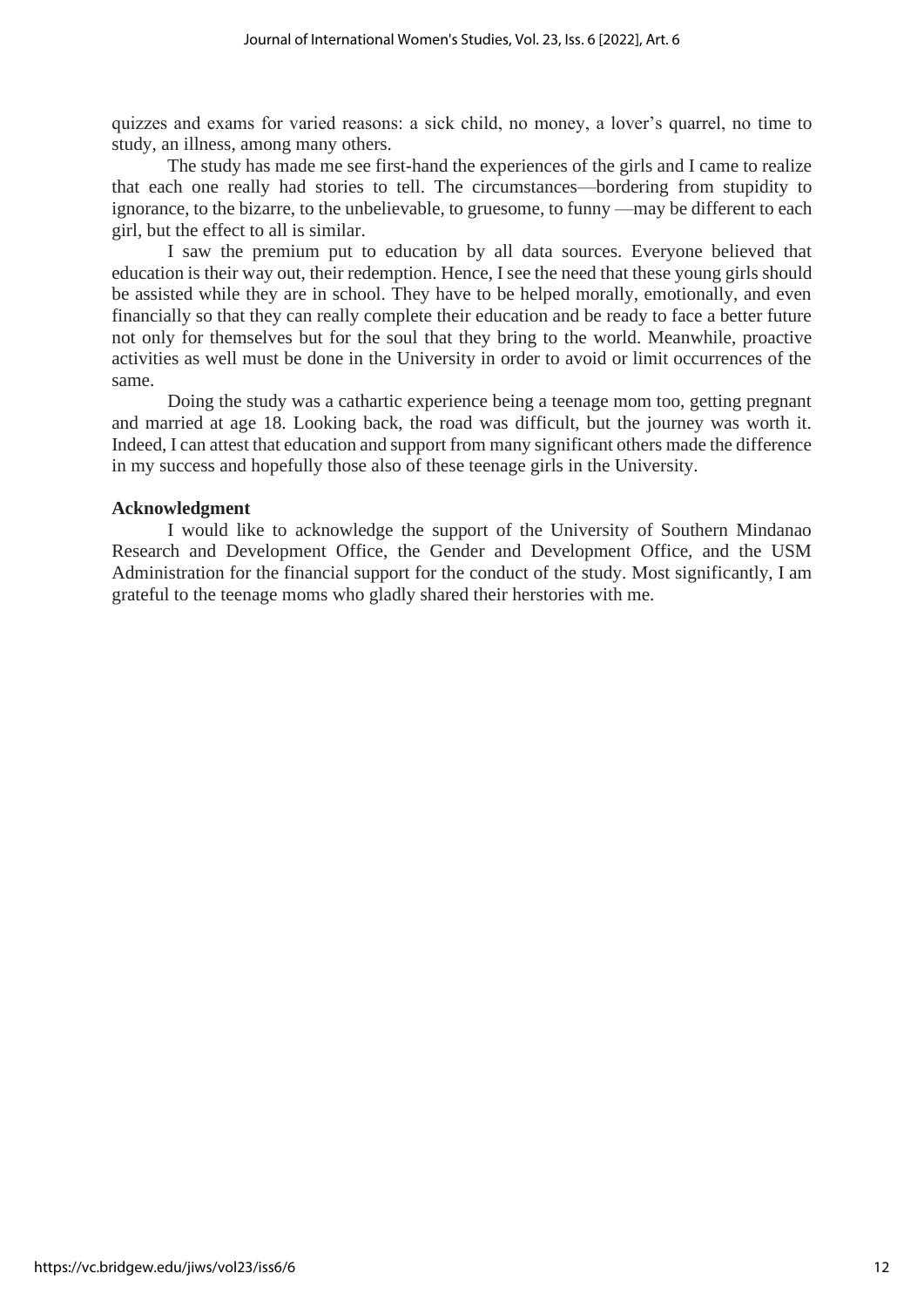quizzes and exams for varied reasons: a sick child, no money, a lover's quarrel, no time to study, an illness, among many others.

The study has made me see first-hand the experiences of the girls and I came to realize that each one really had stories to tell. The circumstances—bordering from stupidity to ignorance, to the bizarre, to the unbelievable, to gruesome, to funny —may be different to each girl, but the effect to all is similar.

I saw the premium put to education by all data sources. Everyone believed that education is their way out, their redemption. Hence, I see the need that these young girls should be assisted while they are in school. They have to be helped morally, emotionally, and even financially so that they can really complete their education and be ready to face a better future not only for themselves but for the soul that they bring to the world. Meanwhile, proactive activities as well must be done in the University in order to avoid or limit occurrences of the same.

Doing the study was a cathartic experience being a teenage mom too, getting pregnant and married at age 18. Looking back, the road was difficult, but the journey was worth it. Indeed, I can attest that education and support from many significant others made the difference in my success and hopefully those also of these teenage girls in the University.

**Acknowledgment**

I would like to acknowledge the support of the University of Southern Mindanao Research and Development Office, the Gender and Development Office, and the USM Administration for the financial support for the conduct of the study. Most significantly, I am grateful to the teenage moms who gladly shared their herstories with me.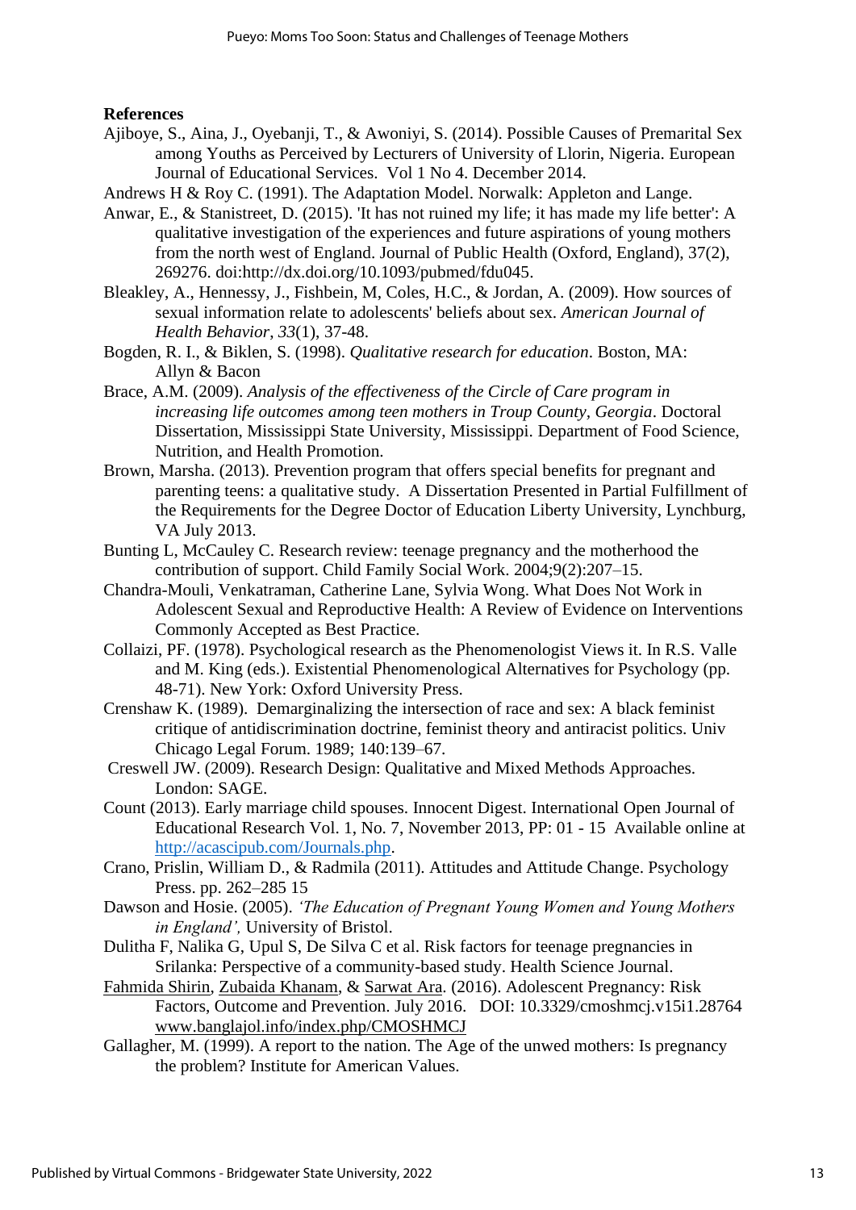**References**

Ajiboye, S., Aina, J., Oyebanji, T., & Awoniyi, S. (2014). Possible Causes of Premarital Sex among Youths as Perceived by Lecturers of University of Llorin, Nigeria. European Journal of Educational Services. Vol 1 No 4. December 2014.

Andrews H & Roy C. (1991). The Adaptation Model. Norwalk: Appleton and Lange.

Anwar, E., & Stanistreet, D. (2015). 'It has not ruined my life; it has made my life better': A qualitative investigation of the experiences and future aspirations of young mothers from the north west of England. Journal of Public Health (Oxford, England), 37(2), 269276. doi:http://dx.doi.org/10.1093/pubmed/fdu045.

Bleakley, A., Hennessy, J., Fishbein, M, Coles, H.C., & Jordan, A. (2009). How sources of sexual information relate to adolescents' beliefs about sex. *American Journal of Health Behavior*, *33*(1), 37-48.

Bogden, R. I., & Biklen, S. (1998). *Qualitative research for education*. Boston, MA: Allyn & Bacon

Brace, A.M. (2009). *Analysis of the effectiveness of the Circle of Care program in increasing life outcomes among teen mothers in Troup County, Georgia*. Doctoral Dissertation, Mississippi State University, Mississippi. Department of Food Science, Nutrition, and Health Promotion.

Brown, Marsha. (2013). Prevention program that offers special benefits for pregnant and parenting teens: a qualitative study. A Dissertation Presented in Partial Fulfillment of the Requirements for the Degree Doctor of Education Liberty University, Lynchburg, VA July 2013.

Bunting L, McCauley C. Research review: teenage pregnancy and the motherhood the contribution of support. Child Family Social Work. 2004;9(2):207–15.

Chandra-Mouli, Venkatraman, Catherine Lane, Sylvia Wong. What Does Not Work in Adolescent Sexual and Reproductive Health: A Review of Evidence on Interventions Commonly Accepted as Best Practice.

Collaizi, PF. (1978). Psychological research as the Phenomenologist Views it. In R.S. Valle and M. King (eds.). Existential Phenomenological Alternatives for Psychology (pp. 48-71). New York: Oxford University Press.

Crenshaw K. (1989). Demarginalizing the intersection of race and sex: A black feminist critique of antidiscrimination doctrine, feminist theory and antiracist politics. Univ Chicago Legal Forum. 1989; 140:139–67.

Creswell JW. (2009). Research Design: Qualitative and Mixed Methods Approaches. London: SAGE.

Count (2013). Early marriage child spouses. Innocent Digest. International Open Journal of Educational Research Vol. 1, No. 7, November 2013, PP: 01 - 15 Available online at http://acascipub.com/Journals.php.

Crano, Prislin, William D., & Radmila (2011). Attitudes and Attitude Change. Psychology Press. pp. 262–285 15

Dawson and Hosie. (2005). *'The Education of Pregnant Young Women and Young Mothers in England',* University of Bristol.

Dulitha F, Nalika G, Upul S, De Silva C et al. Risk factors for teenage pregnancies in Srilanka: Perspective of a community-based study. Health Science Journal.

Fahmida Shirin, Zubaida Khanam, & Sarwat Ara. (2016). Adolescent Pregnancy: Risk Factors, Outcome and Prevention. July 2016. DOI: 10.3329/cmoshmcj.v15i1.28764 www.banglajol.info/index.php/CMOSHMCJ

Gallagher, M. (1999). A report to the nation. The Age of the unwed mothers: Is pregnancy the problem? Institute for American Values.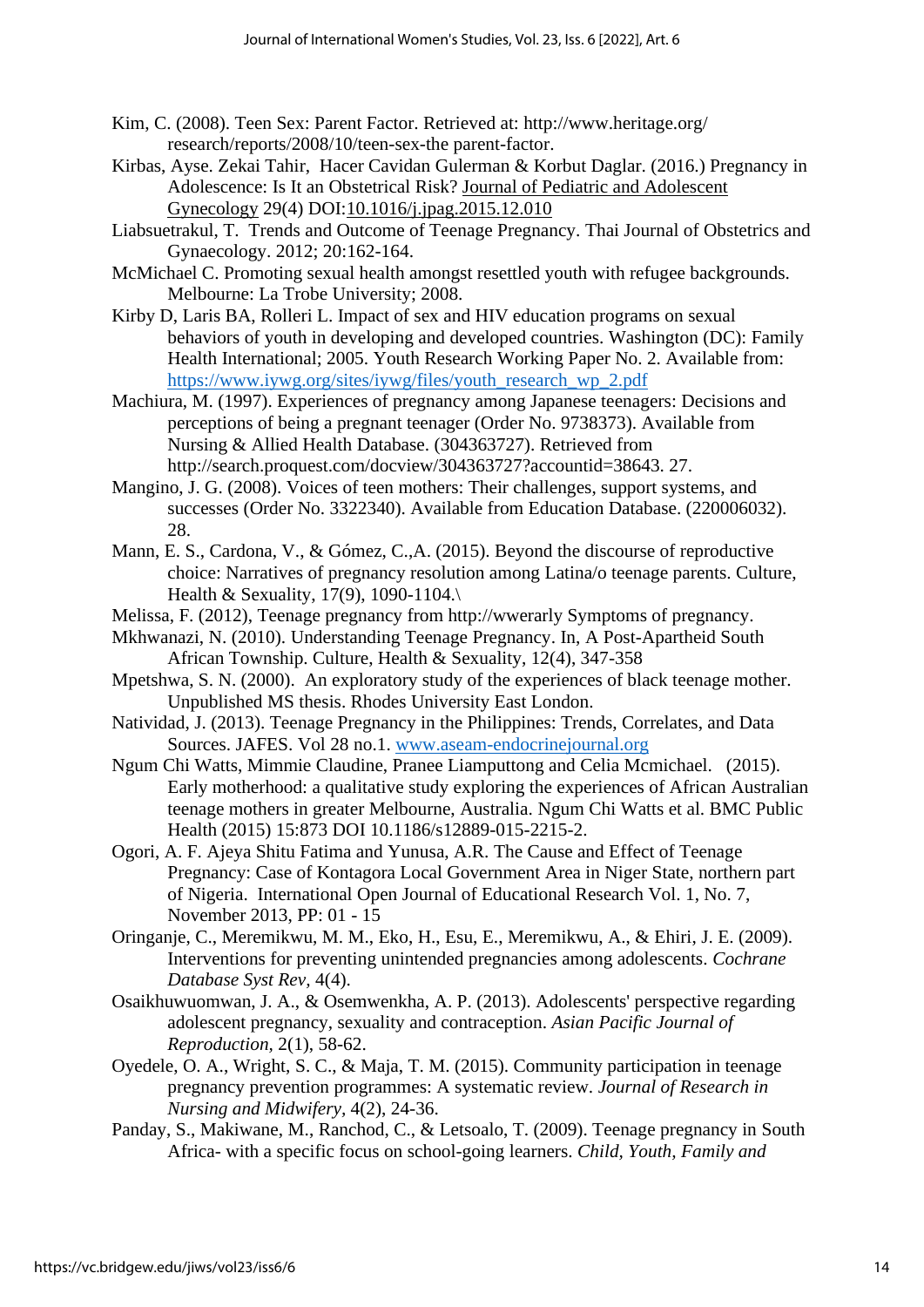Kim, C. (2008). Teen Sex: Parent Factor. Retrieved at: http://www.heritage.org/ research/reports/2008/10/teen-sex-the parent-factor.

Kirbas, Ayse. Zekai Tahir, Hacer Cavidan Gulerman & Korbut Daglar. (2016.) Pregnancy in Adolescence: Is It an Obstetrical Risk? Journal of Pediatric and Adolescent Gynecology 29(4) DOI:10.1016/j.jpag.2015.12.010

Liabsuetrakul, T. Trends and Outcome of Teenage Pregnancy. Thai Journal of Obstetrics and Gynaecology. 2012; 20:162-164.

McMichael C. Promoting sexual health amongst resettled youth with refugee backgrounds. Melbourne: La Trobe University; 2008.

Kirby D, Laris BA, Rolleri L. Impact of sex and HIV education programs on sexual behaviors of youth in developing and developed countries. Washington (DC): Family Health International; 2005. Youth Research Working Paper No. 2. Available from: https://www.iywg.org/sites/iywg/files/youth_research_wp_2.pdf

Machiura, M. (1997). Experiences of pregnancy among Japanese teenagers: Decisions and perceptions of being a pregnant teenager (Order No. 9738373). Available from Nursing & Allied Health Database. (304363727). Retrieved from http://search.proquest.com/docview/304363727?accountid=38643. 27.

Mangino, J. G. (2008). Voices of teen mothers: Their challenges, support systems, and successes (Order No. 3322340). Available from Education Database. (220006032). 28.

Mann, E. S., Cardona, V., & Gómez, C.,A. (2015). Beyond the discourse of reproductive choice: Narratives of pregnancy resolution among Latina/o teenage parents. Culture, Health & Sexuality, 17(9), 1090-1104.\

Melissa, F. (2012), Teenage pregnancy from http://wwerarly Symptoms of pregnancy.

Mkhwanazi, N. (2010). Understanding Teenage Pregnancy. In, A Post-Apartheid South African Township. Culture, Health & Sexuality, 12(4), 347-358

Mpetshwa, S. N. (2000). An exploratory study of the experiences of black teenage mother. Unpublished MS thesis. Rhodes University East London.

Natividad, J. (2013). Teenage Pregnancy in the Philippines: Trends, Correlates, and Data Sources. JAFES. Vol 28 no.1. www.aseam-endocrinejournal.org

Ngum Chi Watts, Mimmie Claudine, Pranee Liamputtong and Celia Mcmichael. (2015). Early motherhood: a qualitative study exploring the experiences of African Australian teenage mothers in greater Melbourne, Australia. Ngum Chi Watts et al. BMC Public Health (2015) 15:873 DOI 10.1186/s12889-015-2215-2.

Ogori, A. F. Ajeya Shitu Fatima and Yunusa, A.R. The Cause and Effect of Teenage Pregnancy: Case of Kontagora Local Government Area in Niger State, northern part of Nigeria. International Open Journal of Educational Research Vol. 1, No. 7, November 2013, PP: 01 - 15

Oringanje, C., Meremikwu, M. M., Eko, H., Esu, E., Meremikwu, A., & Ehiri, J. E. (2009). Interventions for preventing unintended pregnancies among adolescents. *Cochrane Database Syst Rev*, 4(4).

Osaikhuwuomwan, J. A., & Osemwenkha, A. P. (2013). Adolescents' perspective regarding adolescent pregnancy, sexuality and contraception. *Asian Pacific Journal of Reproduction*, 2(1), 58-62.

Oyedele, O. A., Wright, S. C., & Maja, T. M. (2015). Community participation in teenage pregnancy prevention programmes: A systematic review. *Journal of Research in Nursing and Midwifery*, 4(2), 24-36.

Panday, S., Makiwane, M., Ranchod, C., & Letsoalo, T. (2009). Teenage pregnancy in South Africa- with a specific focus on school-going learners. *Child, Youth, Family and*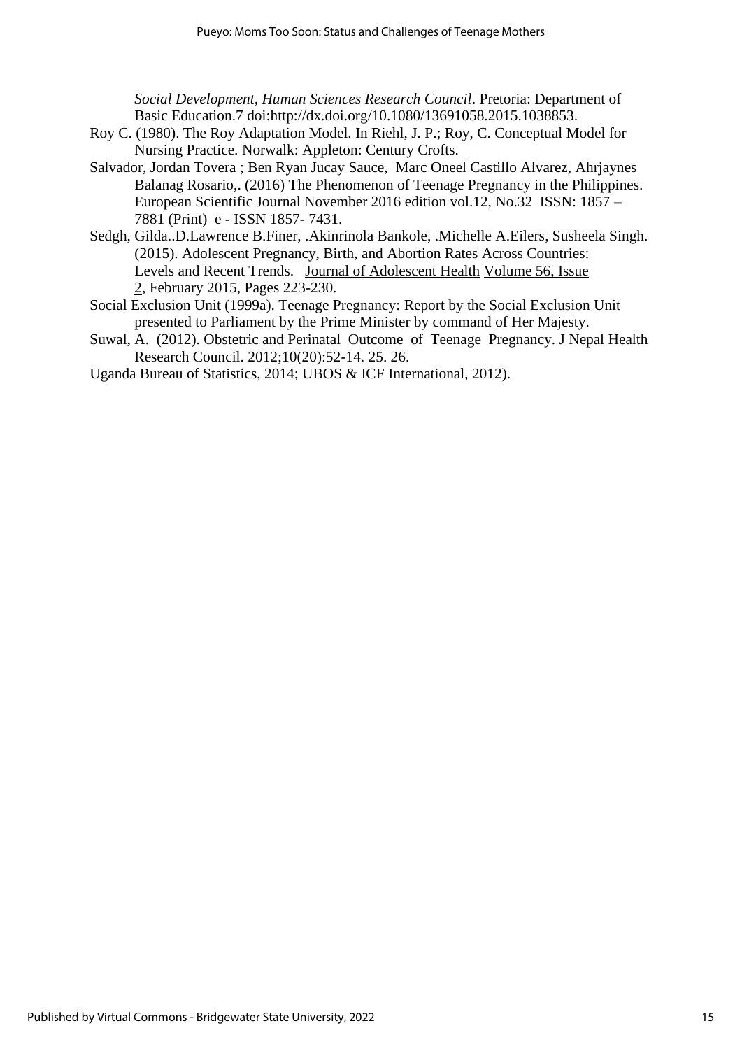*Social Development, Human Sciences Research Council*. Pretoria: Department of Basic Education.7 doi:http://dx.doi.org/10.1080/13691058.2015.1038853.

Roy C. (1980). The Roy Adaptation Model. In Riehl, J. P.; Roy, C. Conceptual Model for Nursing Practice. Norwalk: Appleton: Century Crofts.

Salvador, Jordan Tovera ; Ben Ryan Jucay Sauce, Marc Oneel Castillo Alvarez, Ahrjaynes Balanag Rosario,. (2016) The Phenomenon of Teenage Pregnancy in the Philippines. European Scientific Journal November 2016 edition vol.12, No.32 ISSN: 1857 – 7881 (Print) e - ISSN 1857- 7431.

Sedgh, Gilda..D.Lawrence B.Finer, .Akinrinola Bankole, .Michelle A.Eilers, Susheela Singh. (2015). Adolescent Pregnancy, Birth, and Abortion Rates Across Countries: Levels and Recent Trends. Journal of Adolescent Health Volume 56, Issue 2, February 2015, Pages 223-230.

Social Exclusion Unit (1999a). Teenage Pregnancy: Report by the Social Exclusion Unit presented to Parliament by the Prime Minister by command of Her Majesty.

Suwal, A. (2012). Obstetric and Perinatal Outcome of Teenage Pregnancy. J Nepal Health Research Council. 2012;10(20):52-14. 25. 26.

Uganda Bureau of Statistics, 2014; UBOS & ICF International, 2012).